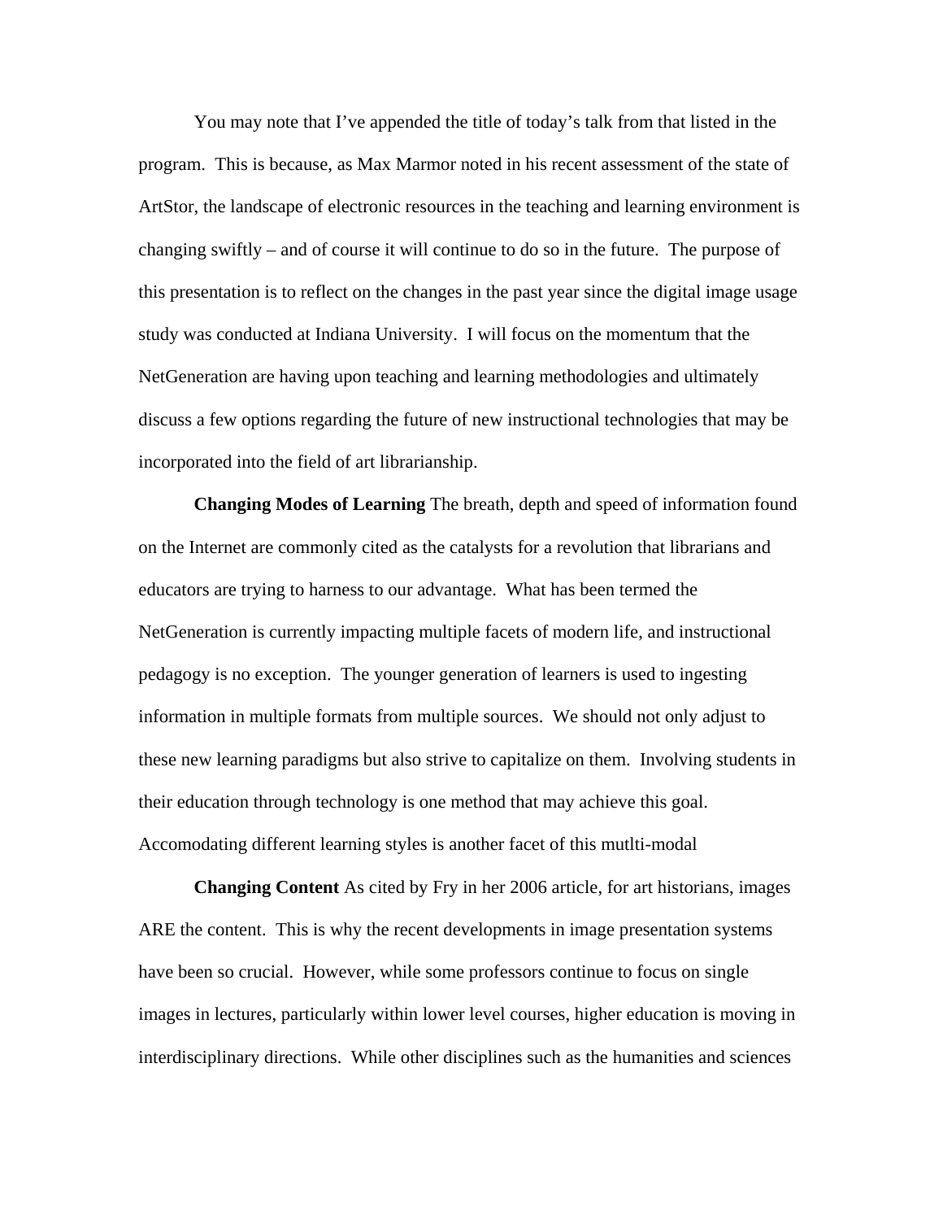You may note that I've appended the title of today's talk from that listed in the program. This is because, as Max Marmor noted in his recent assessment of the state of ArtStor, the landscape of electronic resources in the teaching and learning environment is changing swiftly – and of course it will continue to do so in the future. The purpose of this presentation is to reflect on the changes in the past year since the digital image usage study was conducted at Indiana University. I will focus on the momentum that the NetGeneration are having upon teaching and learning methodologies and ultimately discuss a few options regarding the future of new instructional technologies that may be incorporated into the field of art librarianship.

**Changing Modes of Learning** The breath, depth and speed of information found on the Internet are commonly cited as the catalysts for a revolution that librarians and educators are trying to harness to our advantage. What has been termed the NetGeneration is currently impacting multiple facets of modern life, and instructional pedagogy is no exception. The younger generation of learners is used to ingesting information in multiple formats from multiple sources. We should not only adjust to these new learning paradigms but also strive to capitalize on them. Involving students in their education through technology is one method that may achieve this goal. Accomodating different learning styles is another facet of this mutlti-modal

**Changing Content** As cited by Fry in her 2006 article, for art historians, images ARE the content. This is why the recent developments in image presentation systems have been so crucial. However, while some professors continue to focus on single images in lectures, particularly within lower level courses, higher education is moving in interdisciplinary directions. While other disciplines such as the humanities and sciences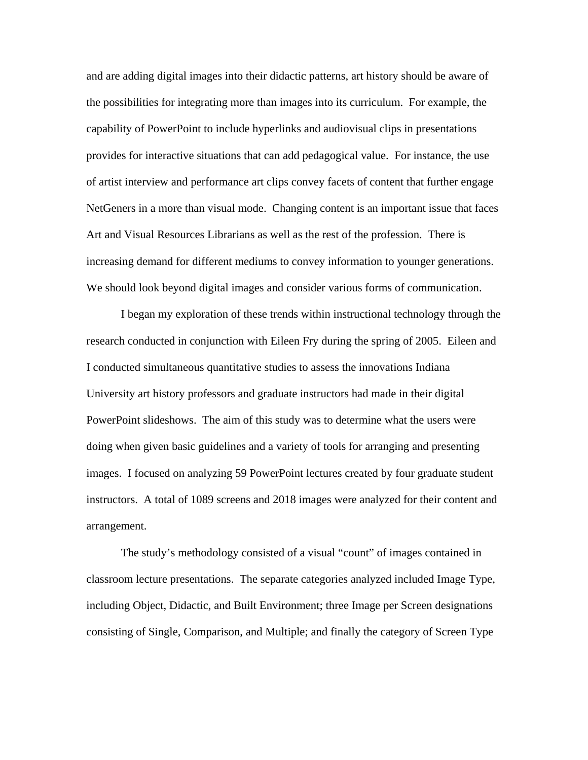and are adding digital images into their didactic patterns, art history should be aware of the possibilities for integrating more than images into its curriculum. For example, the capability of PowerPoint to include hyperlinks and audiovisual clips in presentations provides for interactive situations that can add pedagogical value. For instance, the use of artist interview and performance art clips convey facets of content that further engage NetGeners in a more than visual mode. Changing content is an important issue that faces Art and Visual Resources Librarians as well as the rest of the profession. There is increasing demand for different mediums to convey information to younger generations. We should look beyond digital images and consider various forms of communication.

I began my exploration of these trends within instructional technology through the research conducted in conjunction with Eileen Fry during the spring of 2005. Eileen and I conducted simultaneous quantitative studies to assess the innovations Indiana University art history professors and graduate instructors had made in their digital PowerPoint slideshows. The aim of this study was to determine what the users were doing when given basic guidelines and a variety of tools for arranging and presenting images. I focused on analyzing 59 PowerPoint lectures created by four graduate student instructors. A total of 1089 screens and 2018 images were analyzed for their content and arrangement.

The study's methodology consisted of a visual "count" of images contained in classroom lecture presentations. The separate categories analyzed included Image Type, including Object, Didactic, and Built Environment; three Image per Screen designations consisting of Single, Comparison, and Multiple; and finally the category of Screen Type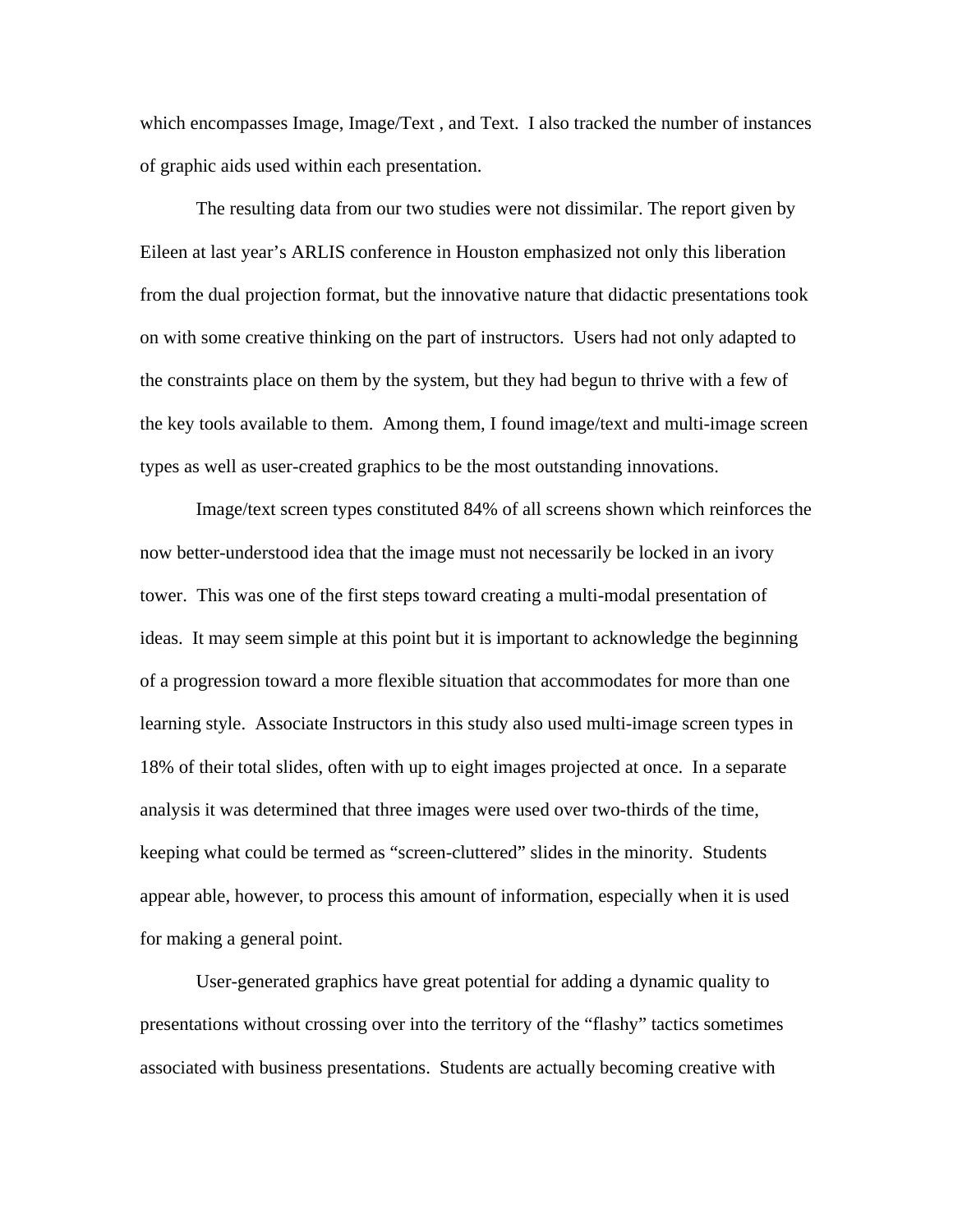which encompasses Image, Image/Text , and Text. I also tracked the number of instances of graphic aids used within each presentation.

The resulting data from our two studies were not dissimilar. The report given by Eileen at last year's ARLIS conference in Houston emphasized not only this liberation from the dual projection format, but the innovative nature that didactic presentations took on with some creative thinking on the part of instructors. Users had not only adapted to the constraints place on them by the system, but they had begun to thrive with a few of the key tools available to them. Among them, I found image/text and multi-image screen types as well as user-created graphics to be the most outstanding innovations.

Image/text screen types constituted 84% of all screens shown which reinforces the now better-understood idea that the image must not necessarily be locked in an ivory tower. This was one of the first steps toward creating a multi-modal presentation of ideas. It may seem simple at this point but it is important to acknowledge the beginning of a progression toward a more flexible situation that accommodates for more than one learning style. Associate Instructors in this study also used multi-image screen types in 18% of their total slides, often with up to eight images projected at once. In a separate analysis it was determined that three images were used over two-thirds of the time, keeping what could be termed as "screen-cluttered" slides in the minority. Students appear able, however, to process this amount of information, especially when it is used for making a general point.

User-generated graphics have great potential for adding a dynamic quality to presentations without crossing over into the territory of the "flashy" tactics sometimes associated with business presentations. Students are actually becoming creative with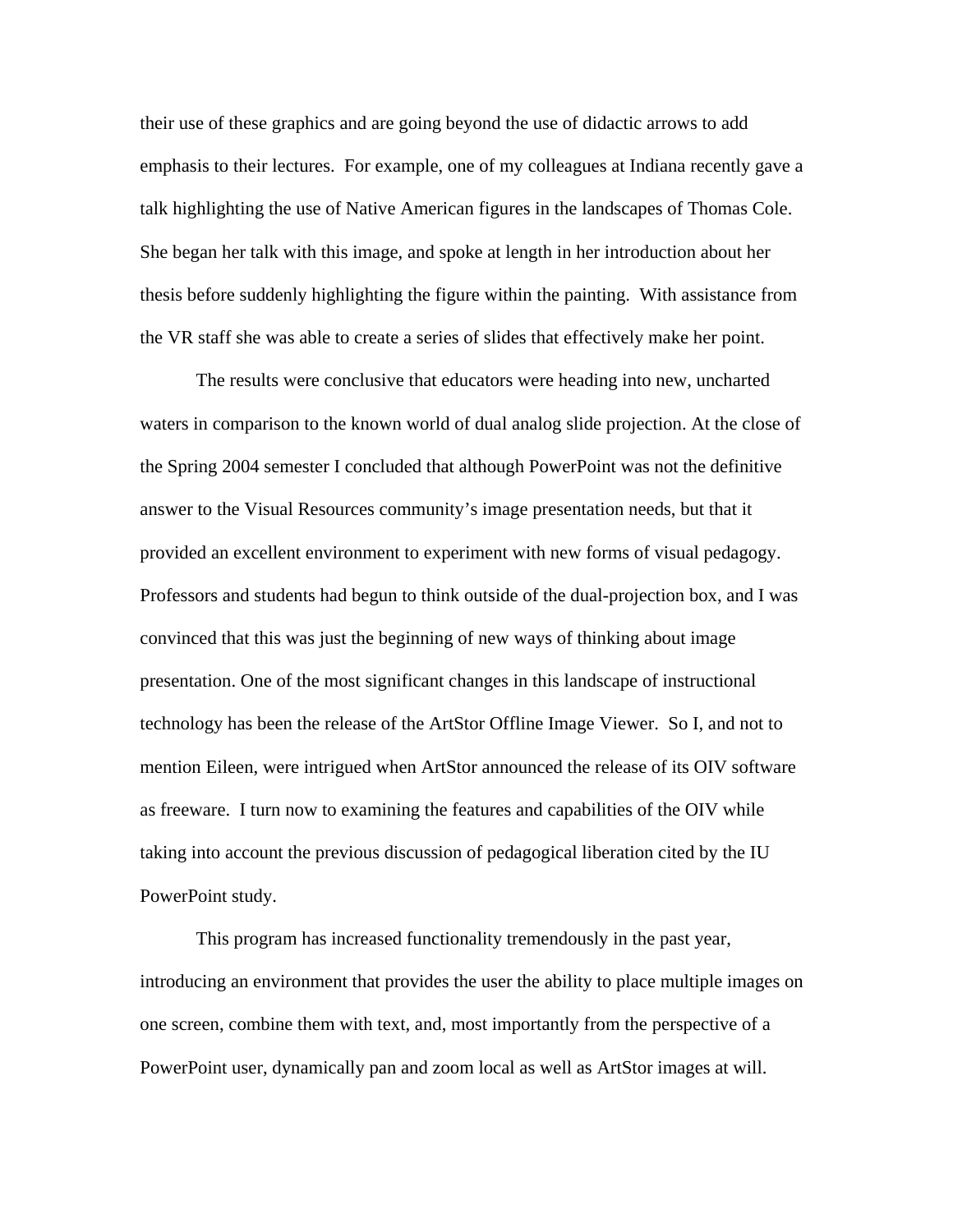their use of these graphics and are going beyond the use of didactic arrows to add emphasis to their lectures. For example, one of my colleagues at Indiana recently gave a talk highlighting the use of Native American figures in the landscapes of Thomas Cole. She began her talk with this image, and spoke at length in her introduction about her thesis before suddenly highlighting the figure within the painting. With assistance from the VR staff she was able to create a series of slides that effectively make her point.

The results were conclusive that educators were heading into new, uncharted waters in comparison to the known world of dual analog slide projection. At the close of the Spring 2004 semester I concluded that although PowerPoint was not the definitive answer to the Visual Resources community's image presentation needs, but that it provided an excellent environment to experiment with new forms of visual pedagogy. Professors and students had begun to think outside of the dual-projection box, and I was convinced that this was just the beginning of new ways of thinking about image presentation. One of the most significant changes in this landscape of instructional technology has been the release of the ArtStor Offline Image Viewer. So I, and not to mention Eileen, were intrigued when ArtStor announced the release of its OIV software as freeware. I turn now to examining the features and capabilities of the OIV while taking into account the previous discussion of pedagogical liberation cited by the IU PowerPoint study.

This program has increased functionality tremendously in the past year, introducing an environment that provides the user the ability to place multiple images on one screen, combine them with text, and, most importantly from the perspective of a PowerPoint user, dynamically pan and zoom local as well as ArtStor images at will.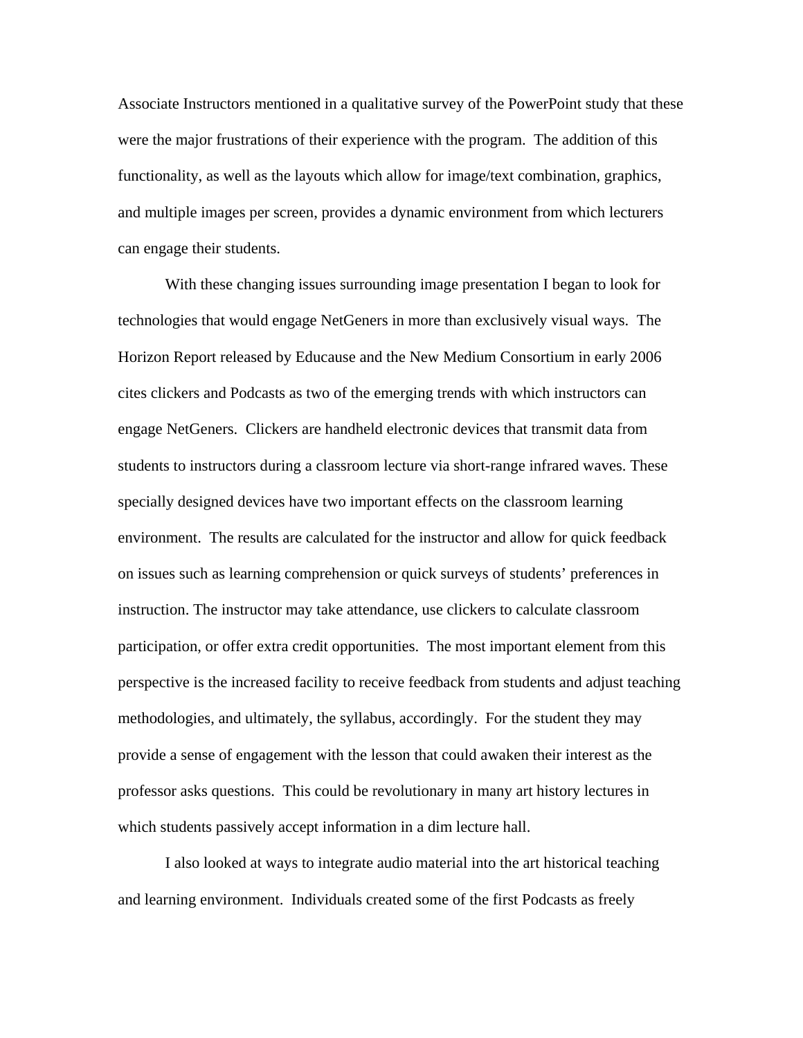Associate Instructors mentioned in a qualitative survey of the PowerPoint study that these were the major frustrations of their experience with the program.  The addition of this functionality, as well as the layouts which allow for image/text combination, graphics, and multiple images per screen, provides a dynamic environment from which lecturers can engage their students.

With these changing issues surrounding image presentation I began to look for technologies that would engage NetGeners in more than exclusively visual ways.  The Horizon Report released by Educause and the New Medium Consortium in early 2006 cites clickers and Podcasts as two of the emerging trends with which instructors can engage NetGeners.  Clickers are handheld electronic devices that transmit data from students to instructors during a classroom lecture via short-range infrared waves. These specially designed devices have two important effects on the classroom learning environment.  The results are calculated for the instructor and allow for quick feedback on issues such as learning comprehension or quick surveys of students' preferences in instruction. The instructor may take attendance, use clickers to calculate classroom participation, or offer extra credit opportunities.  The most important element from this perspective is the increased facility to receive feedback from students and adjust teaching methodologies, and ultimately, the syllabus, accordingly.  For the student they may provide a sense of engagement with the lesson that could awaken their interest as the professor asks questions.  This could be revolutionary in many art history lectures in which students passively accept information in a dim lecture hall.

I also looked at ways to integrate audio material into the art historical teaching and learning environment.  Individuals created some of the first Podcasts as freely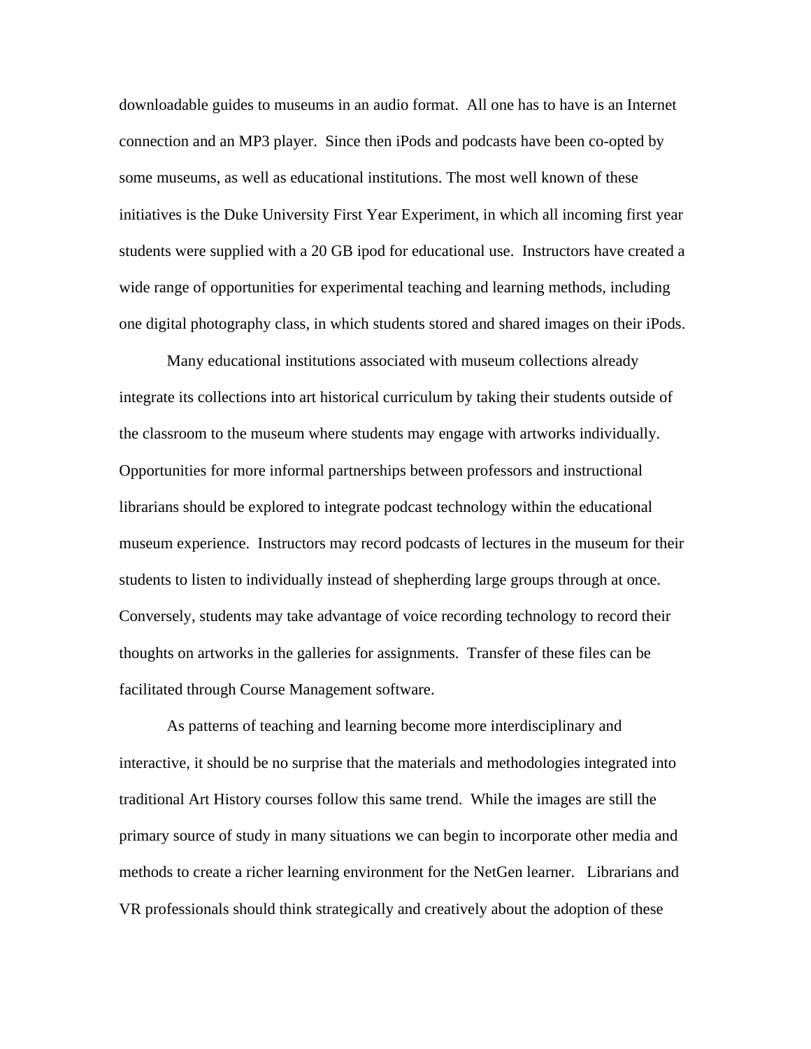downloadable guides to museums in an audio format. All one has to have is an Internet connection and an MP3 player. Since then iPods and podcasts have been co-opted by some museums, as well as educational institutions. The most well known of these initiatives is the Duke University First Year Experiment, in which all incoming first year students were supplied with a 20 GB ipod for educational use. Instructors have created a wide range of opportunities for experimental teaching and learning methods, including one digital photography class, in which students stored and shared images on their iPods.

Many educational institutions associated with museum collections already integrate its collections into art historical curriculum by taking their students outside of the classroom to the museum where students may engage with artworks individually. Opportunities for more informal partnerships between professors and instructional librarians should be explored to integrate podcast technology within the educational museum experience. Instructors may record podcasts of lectures in the museum for their students to listen to individually instead of shepherding large groups through at once. Conversely, students may take advantage of voice recording technology to record their thoughts on artworks in the galleries for assignments. Transfer of these files can be facilitated through Course Management software.

As patterns of teaching and learning become more interdisciplinary and interactive, it should be no surprise that the materials and methodologies integrated into traditional Art History courses follow this same trend. While the images are still the primary source of study in many situations we can begin to incorporate other media and methods to create a richer learning environment for the NetGen learner. Librarians and VR professionals should think strategically and creatively about the adoption of these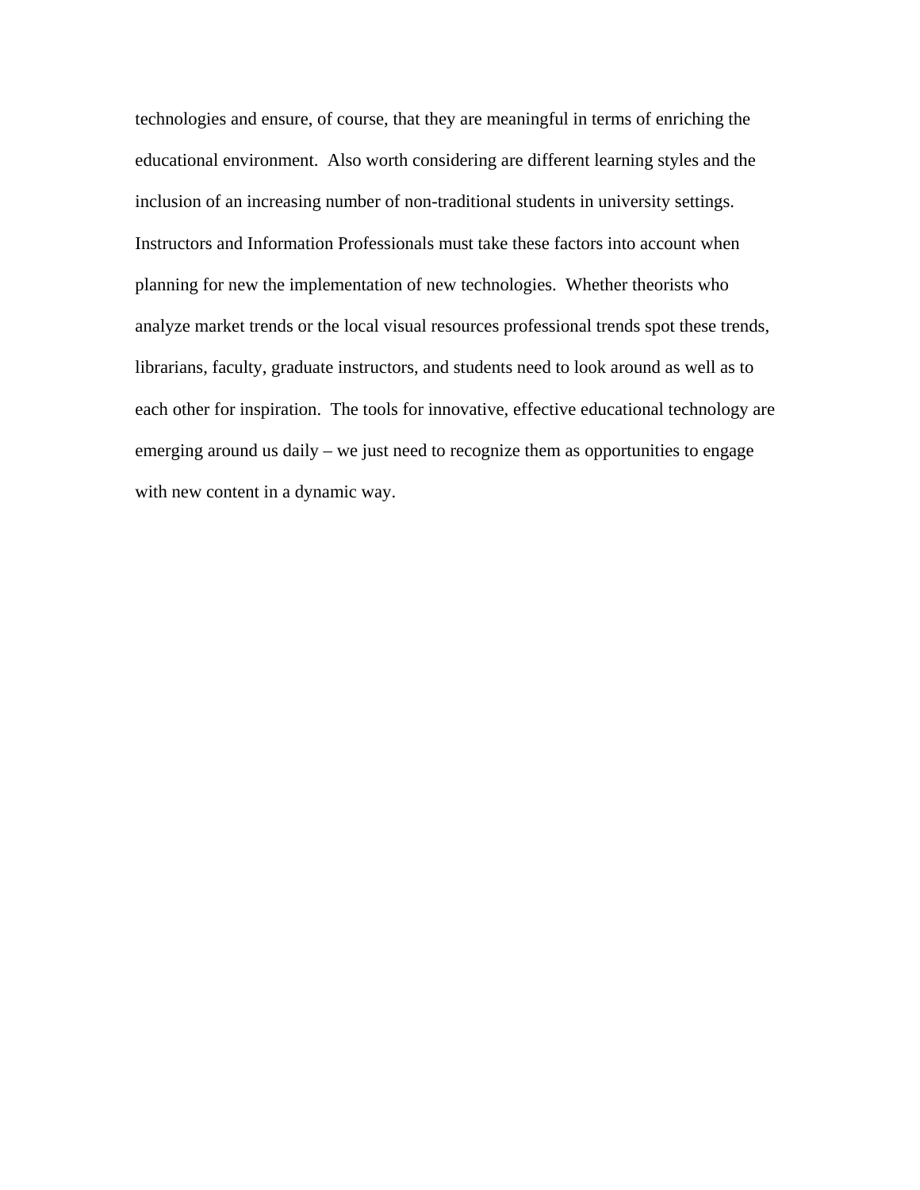technologies and ensure, of course, that they are meaningful in terms of enriching the educational environment. Also worth considering are different learning styles and the inclusion of an increasing number of non-traditional students in university settings. Instructors and Information Professionals must take these factors into account when planning for new the implementation of new technologies. Whether theorists who analyze market trends or the local visual resources professional trends spot these trends, librarians, faculty, graduate instructors, and students need to look around as well as to each other for inspiration. The tools for innovative, effective educational technology are emerging around us daily – we just need to recognize them as opportunities to engage with new content in a dynamic way.